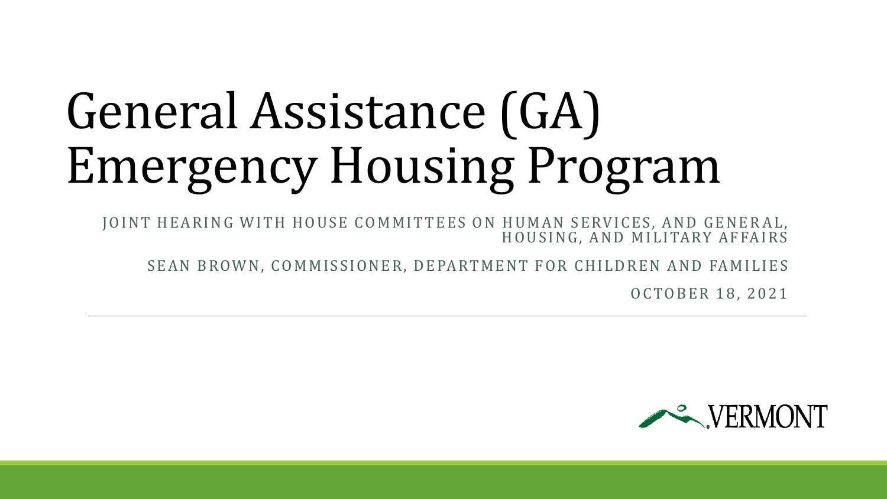# General Assistance (GA) Emergency Housing Program

JOINT HEARING WITH HOUSE COMMITTEES ON HUMAN SERVICES, AND GENERAL, HOUSING, AND MILITARY AFFAIRS

SEAN BROWN, COMMISSIONER, DEPARTMENT FOR CHILDREN AND FAMILIES

OCTOBER 18, 2021

VERMONT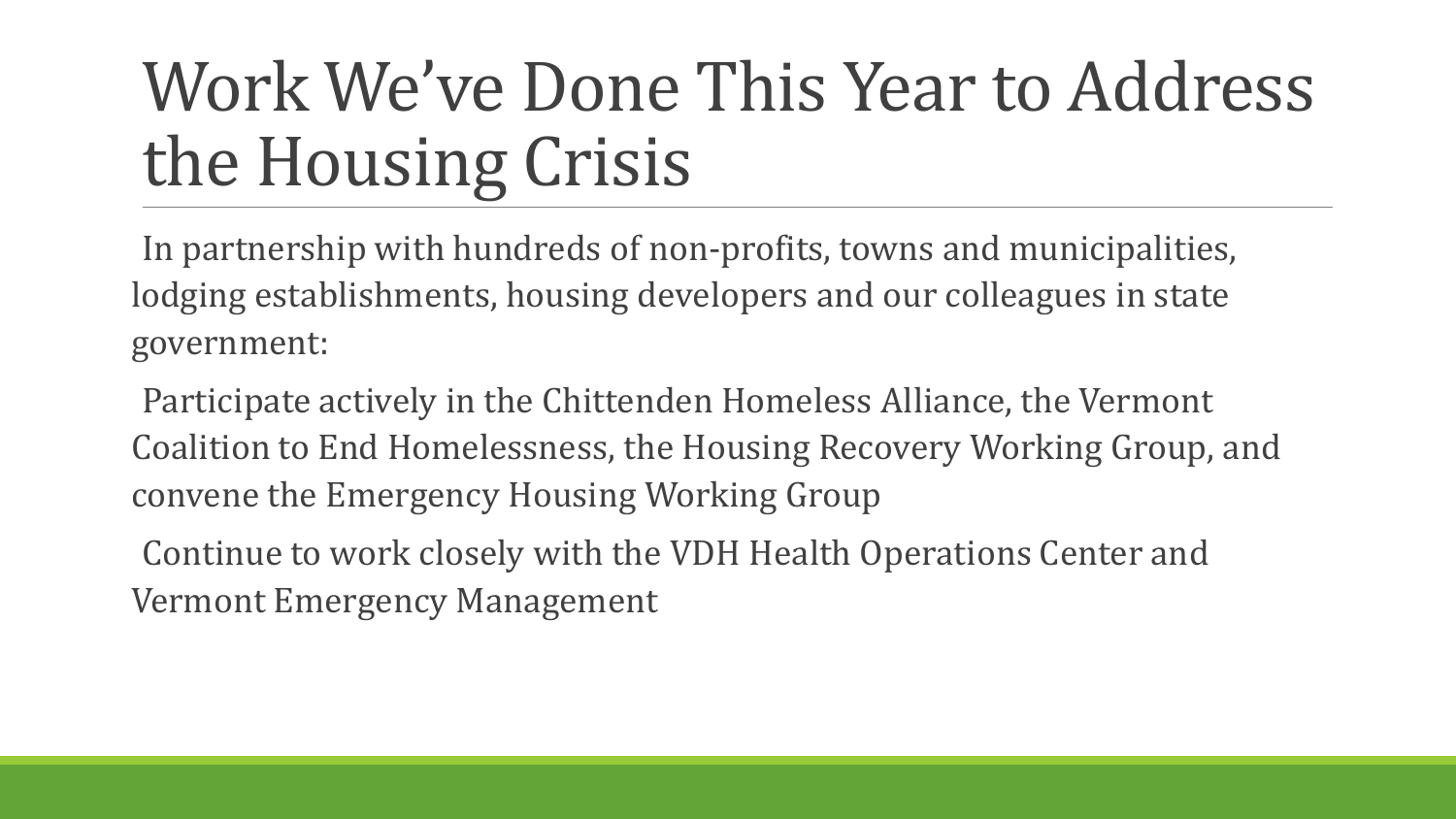# Work We've Done This Year to Address the Housing Crisis

In partnership with hundreds of non-profits, towns and municipalities, lodging establishments, housing developers and our colleagues in state government:

Participate actively in the Chittenden Homeless Alliance, the Vermont Coalition to End Homelessness, the Housing Recovery Working Group, and convene the Emergency Housing Working Group

Continue to work closely with the VDH Health Operations Center and Vermont Emergency Management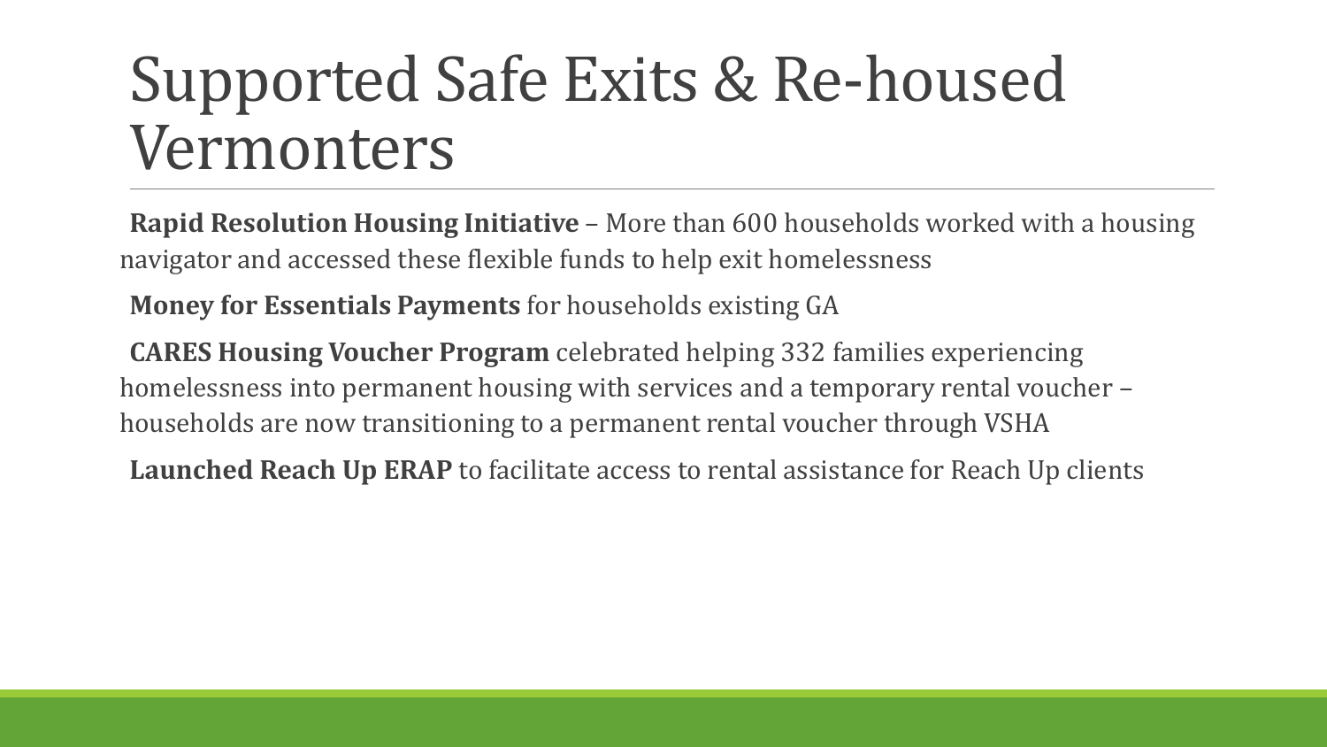# Supported Safe Exits & Re-housed Vermonters

**Rapid Resolution Housing Initiative** – More than 600 households worked with a housing navigator and accessed these flexible funds to help exit homelessness

**Money for Essentials Payments** for households existing GA

**CARES Housing Voucher Program** celebrated helping 332 families experiencing homelessness into permanent housing with services and a temporary rental voucher – households are now transitioning to a permanent rental voucher through VSHA

**Launched Reach Up ERAP** to facilitate access to rental assistance for Reach Up clients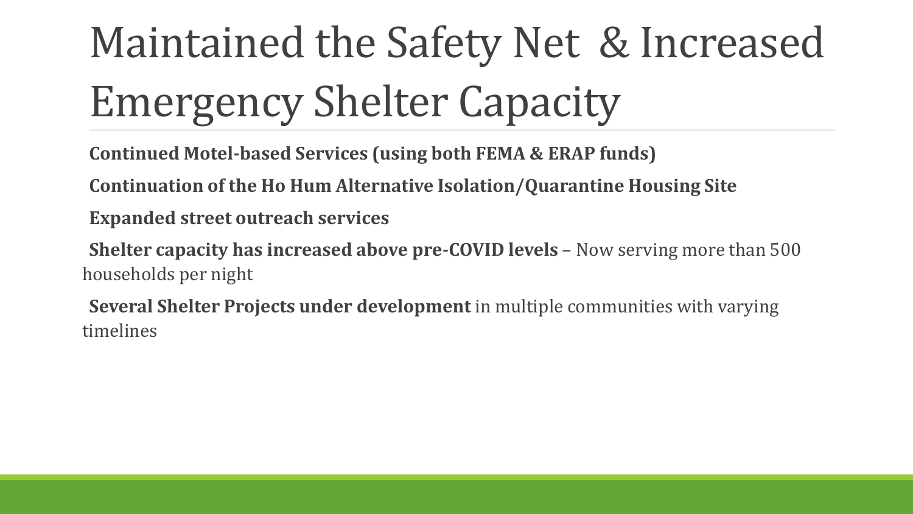# Maintained the Safety Net & Increased Emergency Shelter Capacity

**Continued Motel-based Services (using both FEMA & ERAP funds)**

**Continuation of the Ho Hum Alternative Isolation/Quarantine Housing Site**

**Expanded street outreach services**

**Shelter capacity has increased above pre-COVID levels** – Now serving more than 500 households per night

**Several Shelter Projects under development** in multiple communities with varying timelines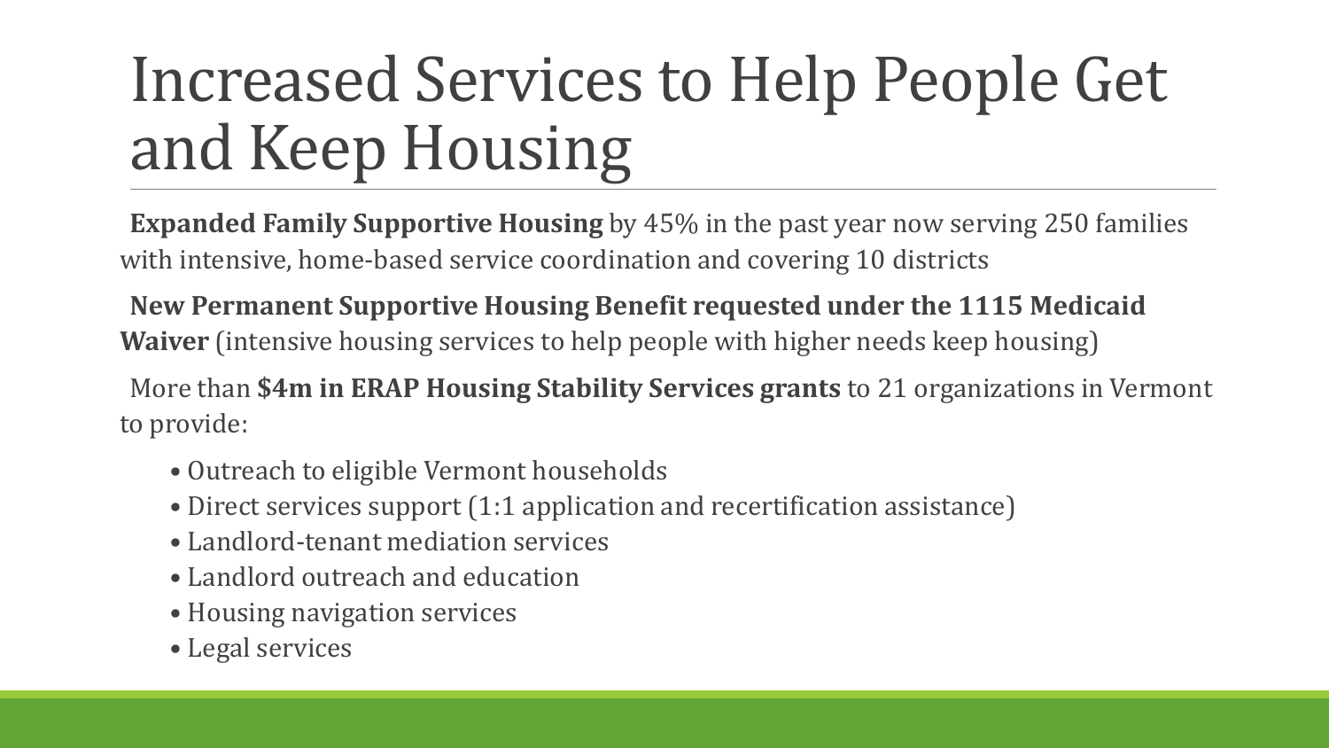# Increased Services to Help People Get and Keep Housing

**Expanded Family Supportive Housing** by 45% in the past year now serving 250 families with intensive, home-based service coordination and covering 10 districts

**New Permanent Supportive Housing Benefit requested under the 1115 Medicaid Waiver** (intensive housing services to help people with higher needs keep housing)

More than **$4m in ERAP Housing Stability Services grants** to 21 organizations in Vermont to provide:

- Outreach to eligible Vermont households
- Direct services support (1:1 application and recertification assistance)
- Landlord-tenant mediation services
- Landlord outreach and education
- Housing navigation services
- Legal services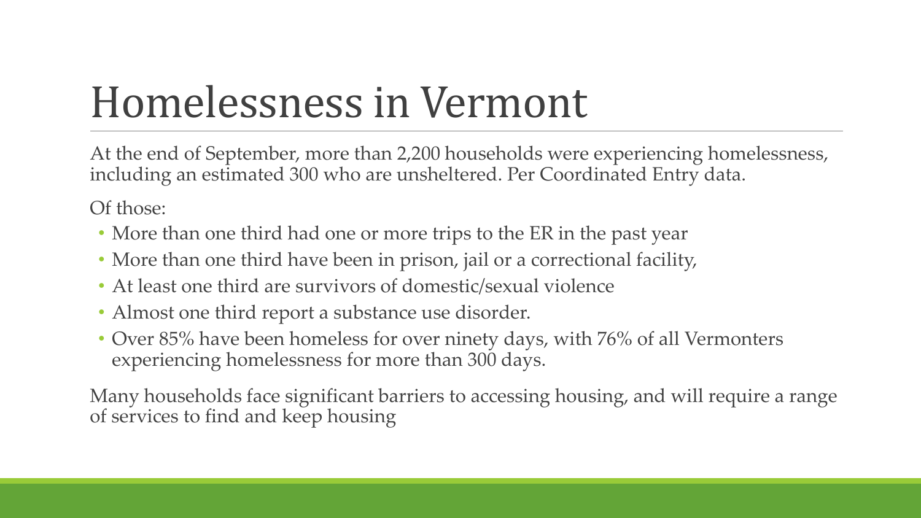# Homelessness in Vermont

At the end of September, more than 2,200 households were experiencing homelessness, including an estimated 300 who are unsheltered. Per Coordinated Entry data.

Of those:

- More than one third had one or more trips to the ER in the past year
- More than one third have been in prison, jail or a correctional facility,
- At least one third are survivors of domestic/sexual violence
- Almost one third report a substance use disorder.
- Over 85% have been homeless for over ninety days, with 76% of all Vermonters experiencing homelessness for more than 300 days.

Many households face significant barriers to accessing housing, and will require a range of services to find and keep housing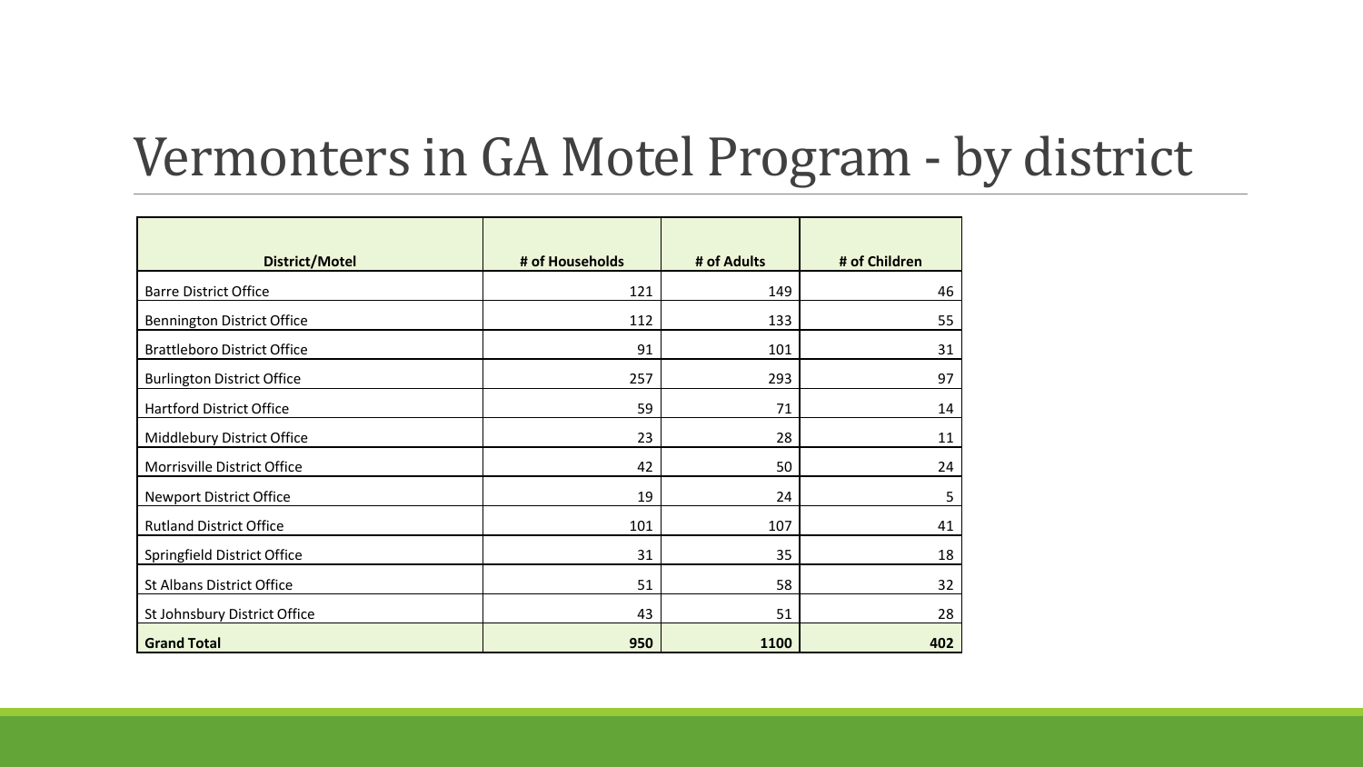# Vermonters in GA Motel Program - by district

| District/Motel | # of Households | # of Adults | # of Children |
|---|---|---|---|
| Barre District Office | 121 | 149 | 46 |
| Bennington District Office | 112 | 133 | 55 |
| Brattleboro District Office | 91 | 101 | 31 |
| Burlington District Office | 257 | 293 | 97 |
| Hartford District Office | 59 | 71 | 14 |
| Middlebury District Office | 23 | 28 | 11 |
| Morrisville District Office | 42 | 50 | 24 |
| Newport District Office | 19 | 24 | 5 |
| Rutland District Office | 101 | 107 | 41 |
| Springfield District Office | 31 | 35 | 18 |
| St Albans District Office | 51 | 58 | 32 |
| St Johnsbury District Office | 43 | 51 | 28 |
| **Grand Total** | **950** | **1100** | **402** |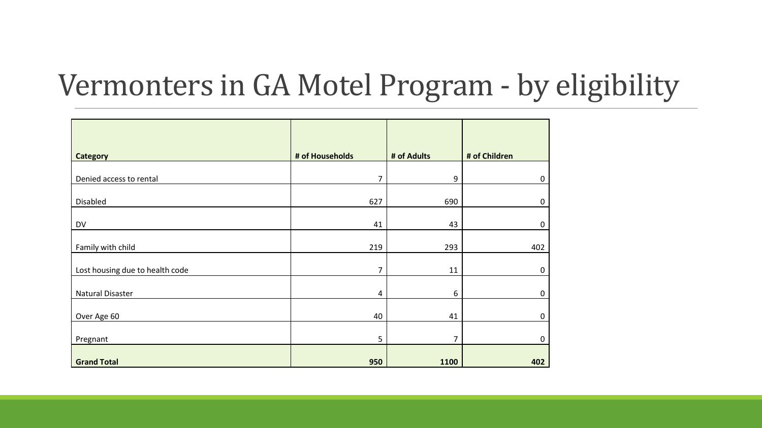# Vermonters in GA Motel Program - by eligibility

| Category | # of Households | # of Adults | # of Children |
| --- | --- | --- | --- |
| Denied access to rental | 7 | 9 | 0 |
| Disabled | 627 | 690 | 0 |
| DV | 41 | 43 | 0 |
| Family with child | 219 | 293 | 402 |
| Lost housing due to health code | 7 | 11 | 0 |
| Natural Disaster | 4 | 6 | 0 |
| Over Age 60 | 40 | 41 | 0 |
| Pregnant | 5 | 7 | 0 |
| **Grand Total** | **950** | **1100** | **402** |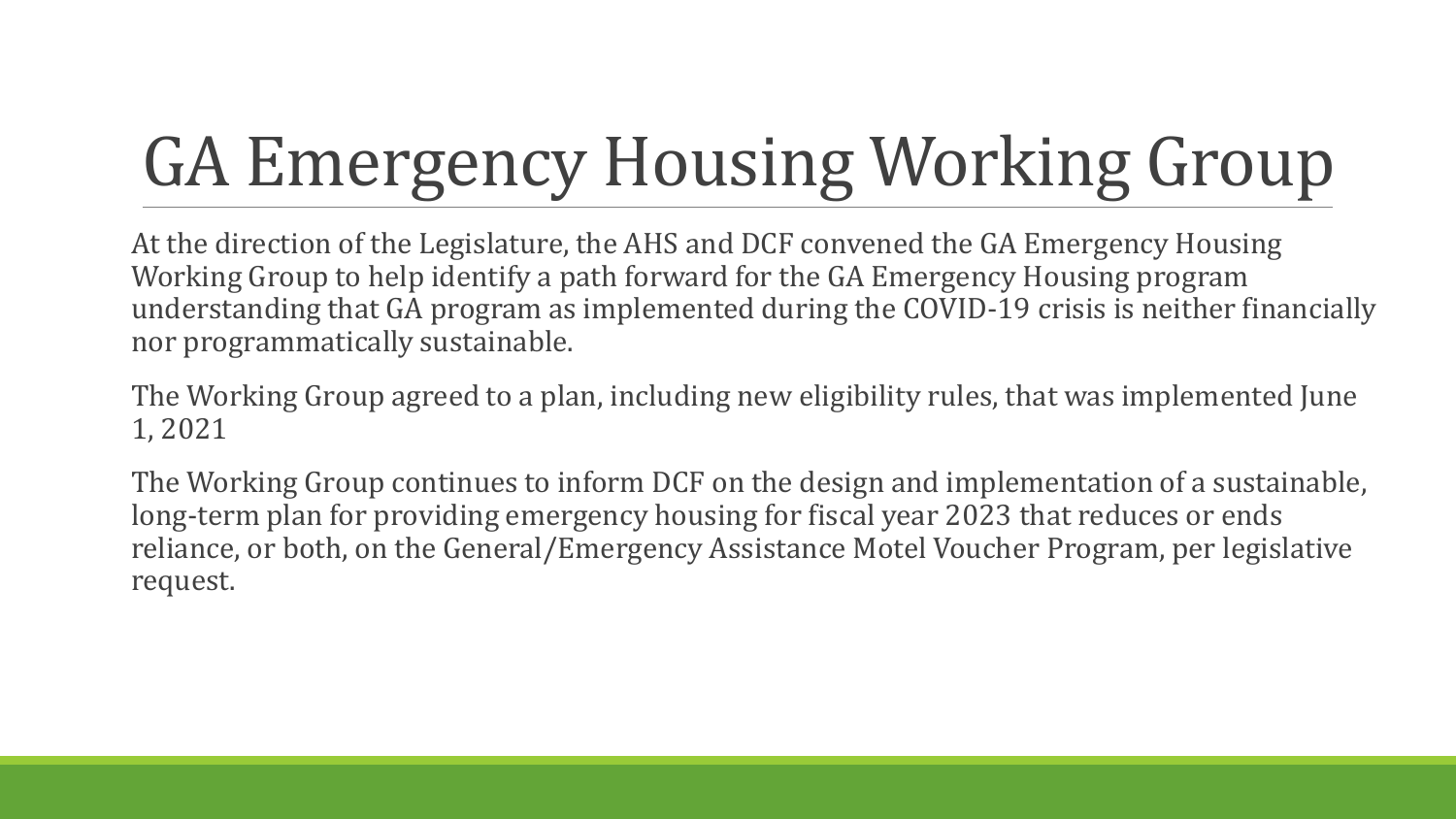# GA Emergency Housing Working Group

At the direction of the Legislature, the AHS and DCF convened the GA Emergency Housing Working Group to help identify a path forward for the GA Emergency Housing program understanding that GA program as implemented during the COVID-19 crisis is neither financially nor programmatically sustainable.

The Working Group agreed to a plan, including new eligibility rules, that was implemented June 1, 2021

The Working Group continues to inform DCF on the design and implementation of a sustainable, long-term plan for providing emergency housing for fiscal year 2023 that reduces or ends reliance, or both, on the General/Emergency Assistance Motel Voucher Program, per legislative request.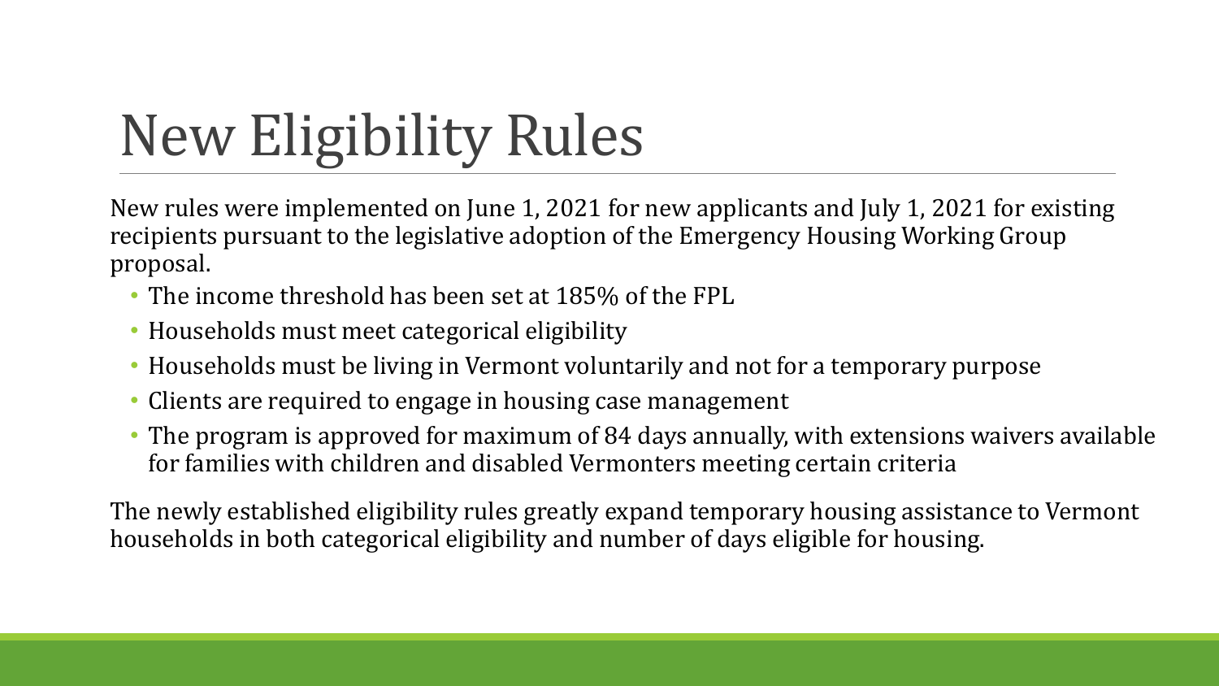# New Eligibility Rules

New rules were implemented on June 1, 2021 for new applicants and July 1, 2021 for existing recipients pursuant to the legislative adoption of the Emergency Housing Working Group proposal.

- The income threshold has been set at 185% of the FPL
- Households must meet categorical eligibility
- Households must be living in Vermont voluntarily and not for a temporary purpose
- Clients are required to engage in housing case management
- The program is approved for maximum of 84 days annually, with extensions waivers available for families with children and disabled Vermonters meeting certain criteria

The newly established eligibility rules greatly expand temporary housing assistance to Vermont households in both categorical eligibility and number of days eligible for housing.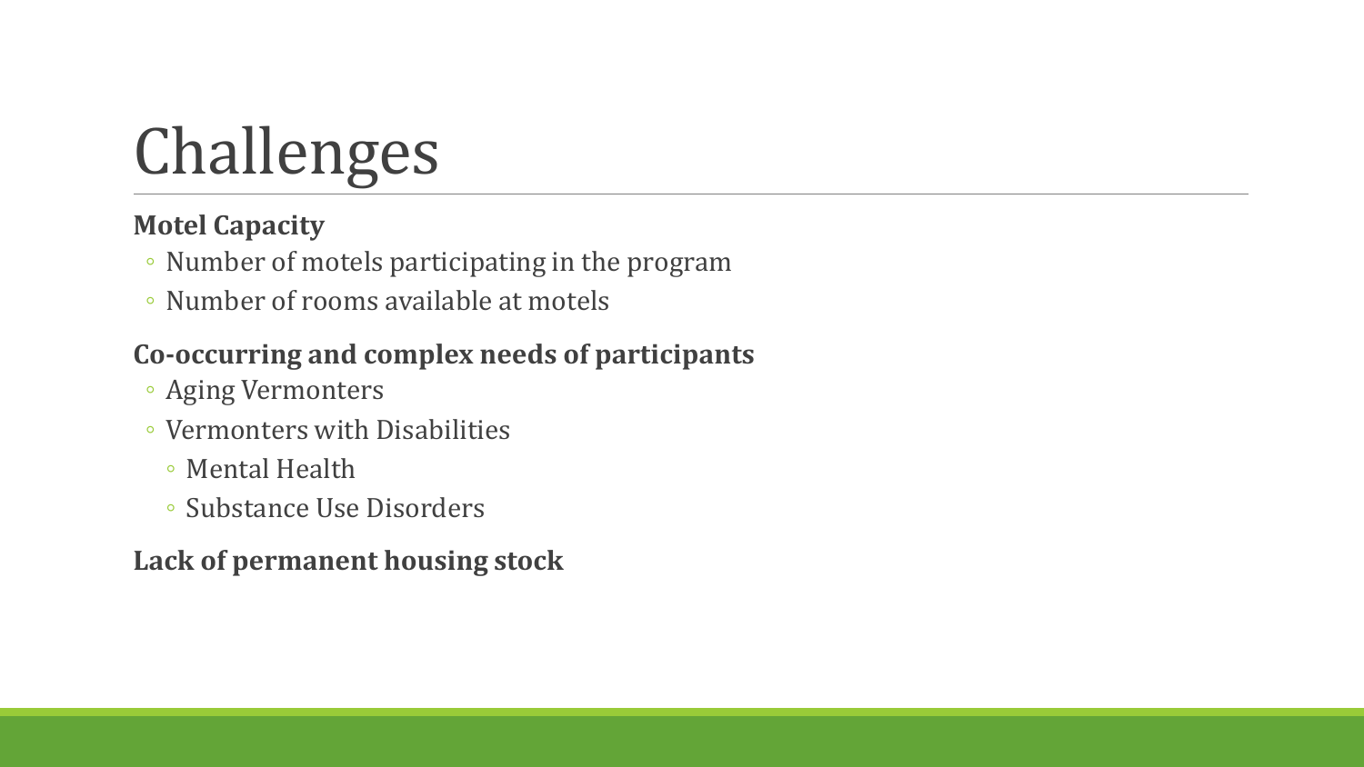# Challenges

**Motel Capacity**

- Number of motels participating in the program
- Number of rooms available at motels

**Co-occurring and complex needs of participants**

- Aging Vermonters
- Vermonters with Disabilities
  - Mental Health
  - Substance Use Disorders

**Lack of permanent housing stock**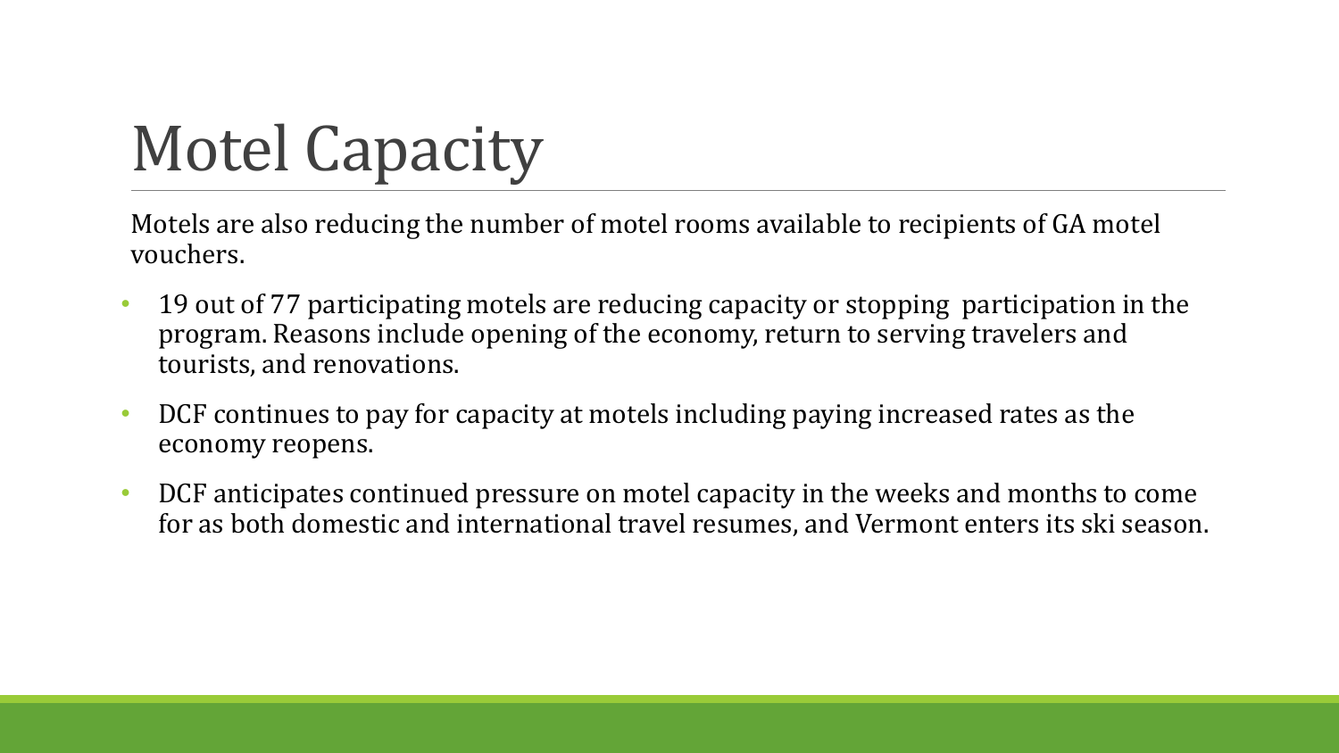# Motel Capacity

Motels are also reducing the number of motel rooms available to recipients of GA motel vouchers.

- 19 out of 77 participating motels are reducing capacity or stopping participation in the program. Reasons include opening of the economy, return to serving travelers and tourists, and renovations.
- DCF continues to pay for capacity at motels including paying increased rates as the economy reopens.
- DCF anticipates continued pressure on motel capacity in the weeks and months to come for as both domestic and international travel resumes, and Vermont enters its ski season.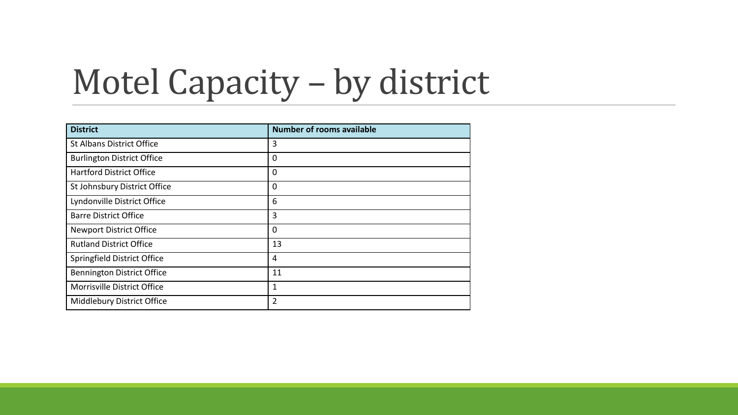# Motel Capacity – by district

| District | Number of rooms available |
| --- | --- |
| St Albans District Office | 3 |
| Burlington District Office | 0 |
| Hartford District Office | 0 |
| St Johnsbury District Office | 0 |
| Lyndonville District Office | 6 |
| Barre District Office | 3 |
| Newport District Office | 0 |
| Rutland District Office | 13 |
| Springfield District Office | 4 |
| Bennington District Office | 11 |
| Morrisville District Office | 1 |
| Middlebury District Office | 2 |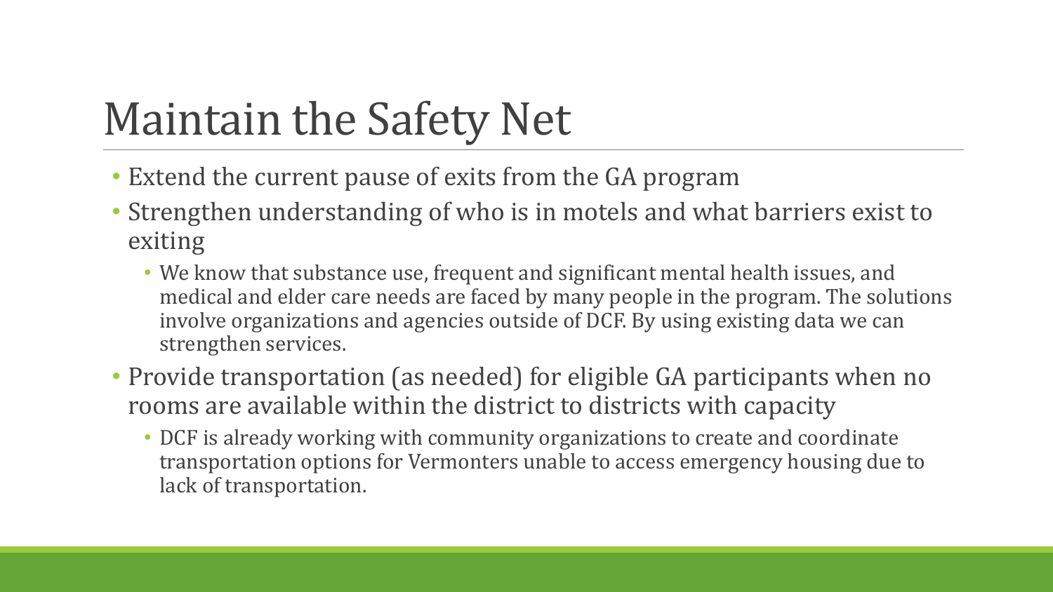# Maintain the Safety Net

- Extend the current pause of exits from the GA program
- Strengthen understanding of who is in motels and what barriers exist to exiting
  - We know that substance use, frequent and significant mental health issues, and medical and elder care needs are faced by many people in the program. The solutions involve organizations and agencies outside of DCF. By using existing data we can strengthen services.
- Provide transportation (as needed) for eligible GA participants when no rooms are available within the district to districts with capacity
  - DCF is already working with community organizations to create and coordinate transportation options for Vermonters unable to access emergency housing due to lack of transportation.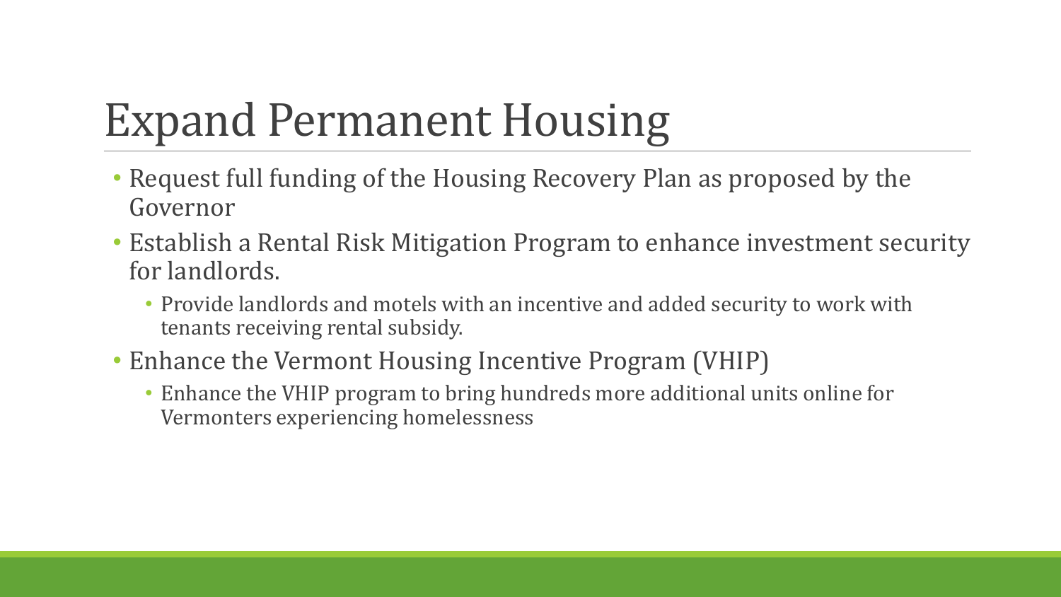# Expand Permanent Housing

- Request full funding of the Housing Recovery Plan as proposed by the Governor
- Establish a Rental Risk Mitigation Program to enhance investment security for landlords.
  - Provide landlords and motels with an incentive and added security to work with tenants receiving rental subsidy.
- Enhance the Vermont Housing Incentive Program (VHIP)
  - Enhance the VHIP program to bring hundreds more additional units online for Vermonters experiencing homelessness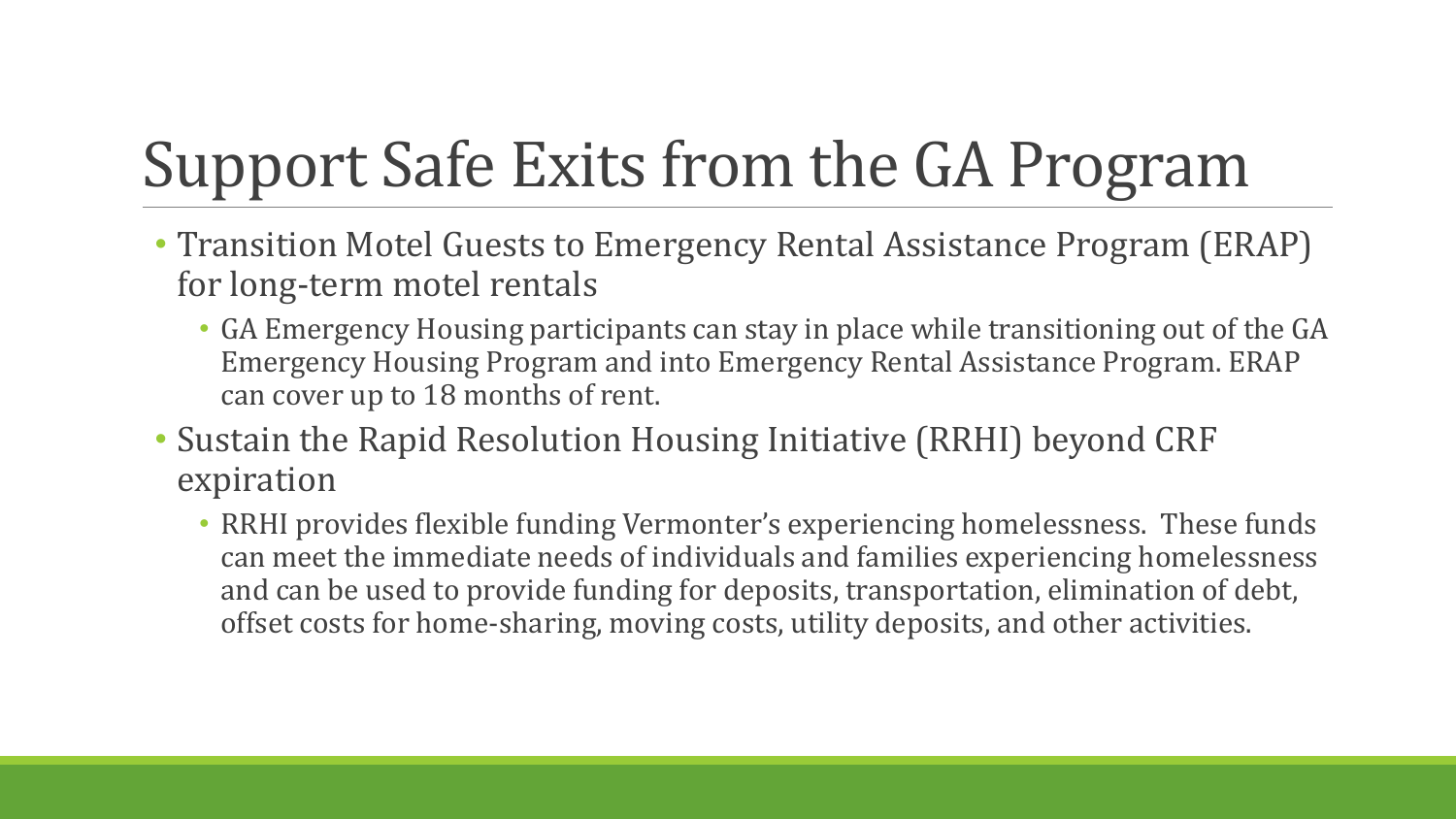# Support Safe Exits from the GA Program

- Transition Motel Guests to Emergency Rental Assistance Program (ERAP) for long-term motel rentals
  - GA Emergency Housing participants can stay in place while transitioning out of the GA Emergency Housing Program and into Emergency Rental Assistance Program. ERAP can cover up to 18 months of rent.
- Sustain the Rapid Resolution Housing Initiative (RRHI) beyond CRF expiration
  - RRHI provides flexible funding Vermonter's experiencing homelessness. These funds can meet the immediate needs of individuals and families experiencing homelessness and can be used to provide funding for deposits, transportation, elimination of debt, offset costs for home-sharing, moving costs, utility deposits, and other activities.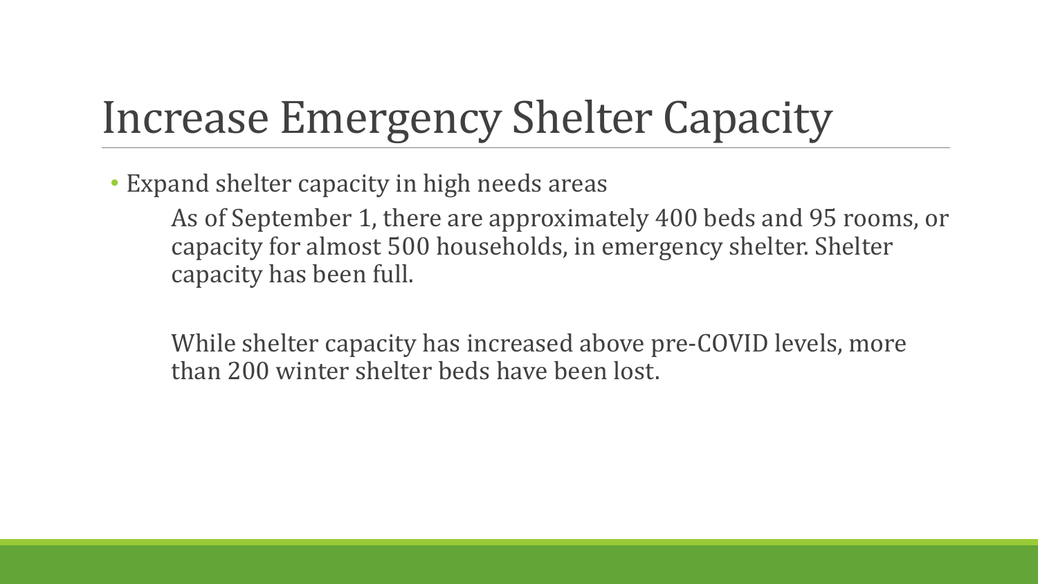# Increase Emergency Shelter Capacity

- Expand shelter capacity in high needs areas

  As of September 1, there are approximately 400 beds and 95 rooms, or capacity for almost 500 households, in emergency shelter. Shelter capacity has been full.

  While shelter capacity has increased above pre-COVID levels, more than 200 winter shelter beds have been lost.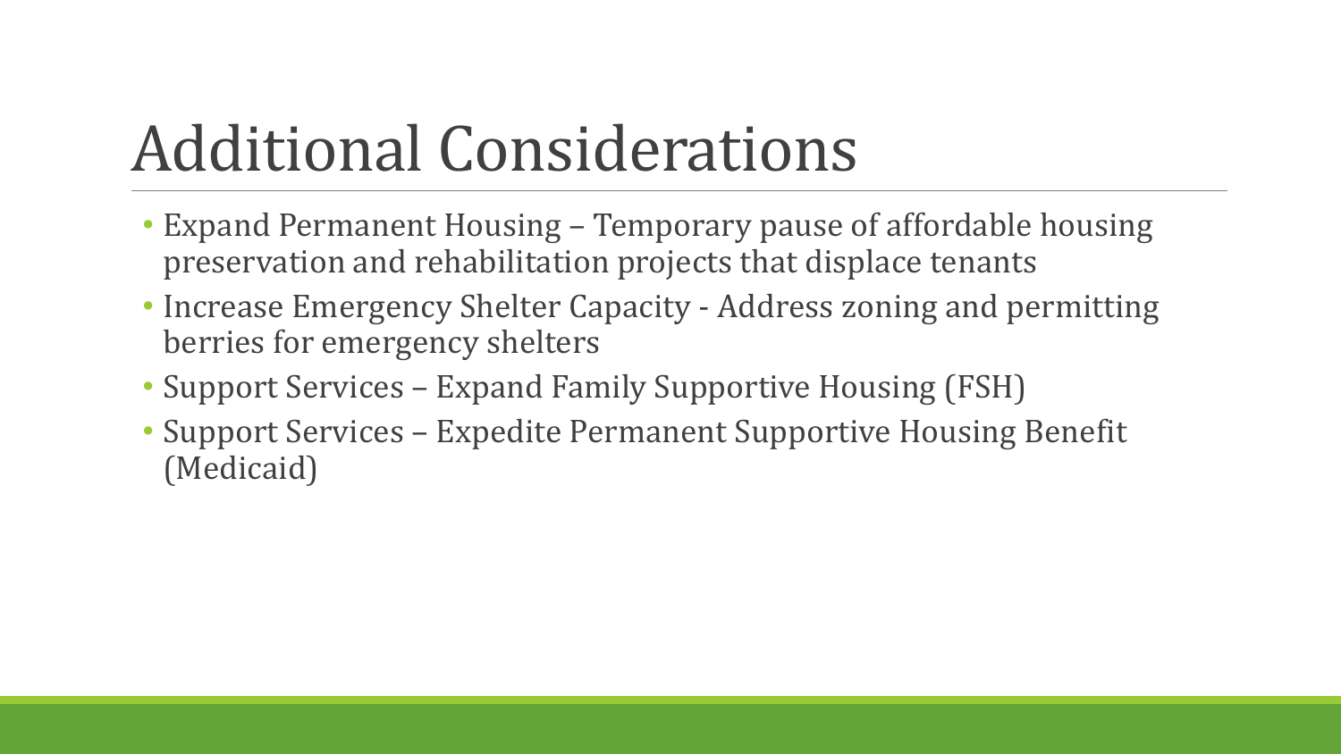# Additional Considerations

- Expand Permanent Housing – Temporary pause of affordable housing preservation and rehabilitation projects that displace tenants
- Increase Emergency Shelter Capacity - Address zoning and permitting berries for emergency shelters
- Support Services – Expand Family Supportive Housing (FSH)
- Support Services – Expedite Permanent Supportive Housing Benefit (Medicaid)